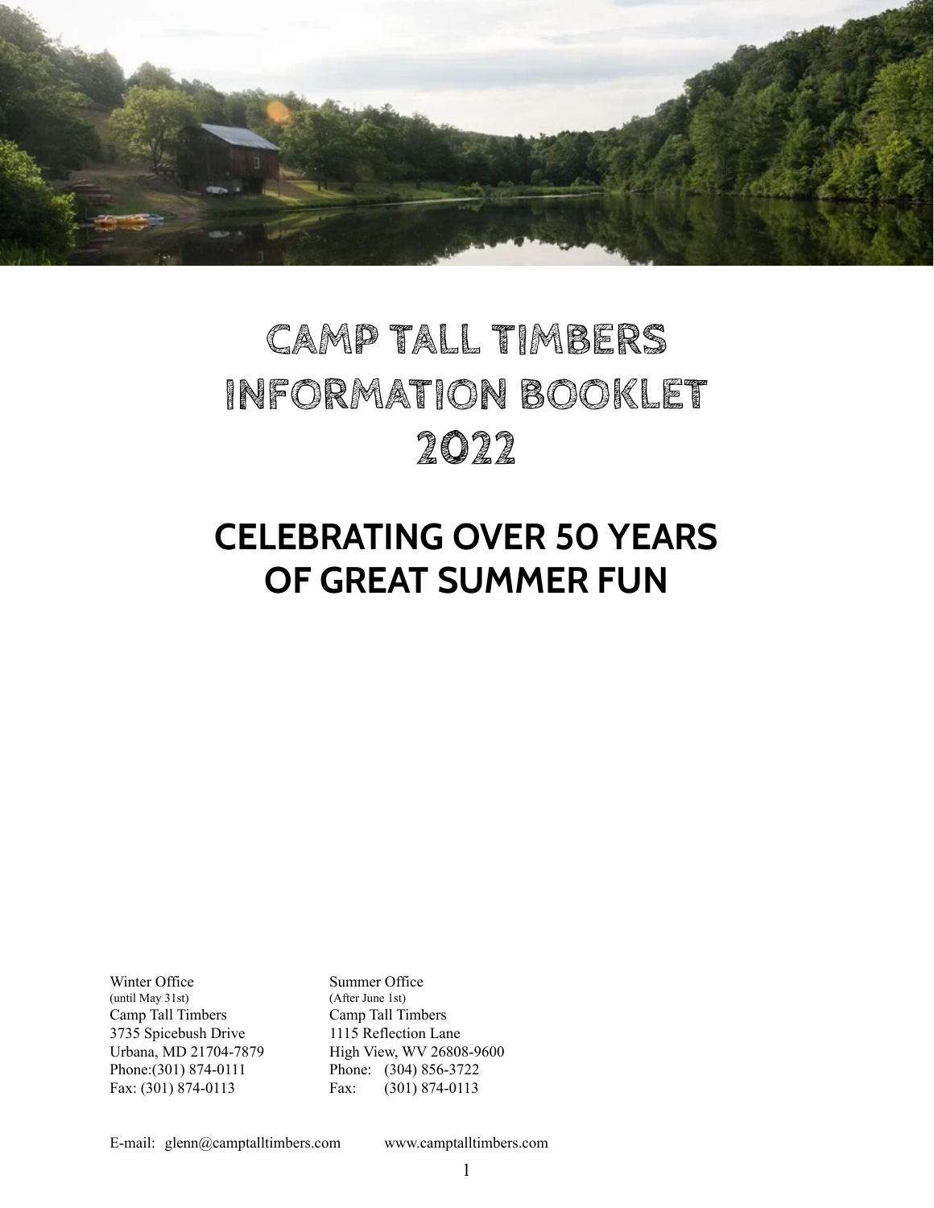# CAMP TALL TIMBERS INFORMATION BOOKLET 2022

## CELEBRATING OVER 50 YEARS OF GREAT SUMMER FUN

| Winter Office | Summer Office |
|---|---|
| (until May 31st) | (After June 1st) |
| Camp Tall Timbers | Camp Tall Timbers |
| 3735 Spicebush Drive | 1115 Reflection Lane |
| Urbana, MD 21704-7879 | High View, WV 26808-9600 |
| Phone:(301) 874-0111 | Phone: (304) 856-3722 |
| Fax: (301) 874-0113 | Fax: (301) 874-0113 |

E-mail: glenn@camptalltimbers.com www.camptalltimbers.com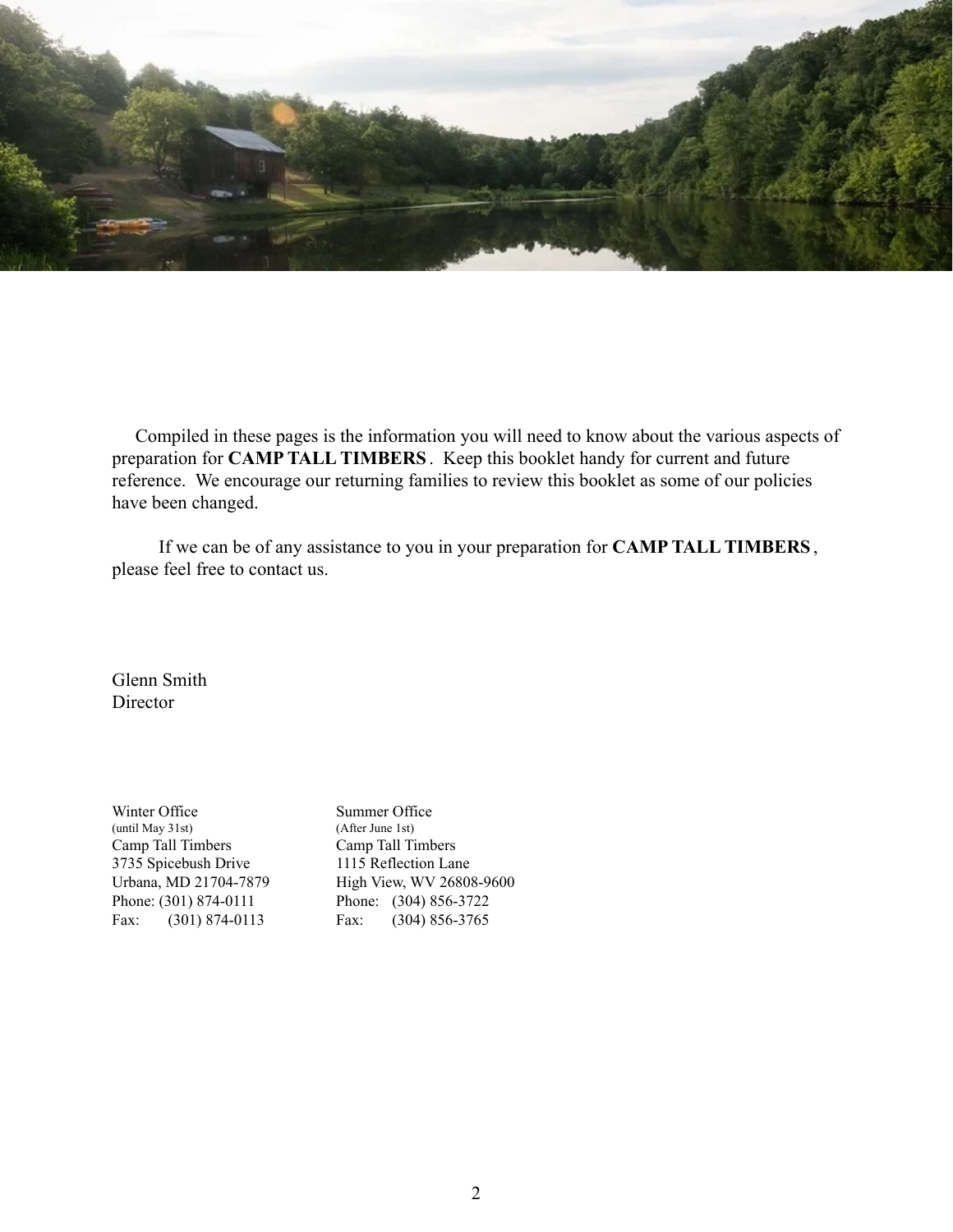Compiled in these pages is the information you will need to know about the various aspects of preparation for **CAMP TALL TIMBERS**. Keep this booklet handy for current and future reference. We encourage our returning families to review this booklet as some of our policies have been changed.

If we can be of any assistance to you in your preparation for **CAMP TALL TIMBERS**, please feel free to contact us.

Glenn Smith
Director

| Winter Office | Summer Office |
|---|---|
| (until May 31st) | (After June 1st) |
| Camp Tall Timbers | Camp Tall Timbers |
| 3735 Spicebush Drive | 1115 Reflection Lane |
| Urbana, MD 21704-7879 | High View, WV 26808-9600 |
| Phone: (301) 874-0111 | Phone: (304) 856-3722 |
| Fax: (301) 874-0113 | Fax: (304) 856-3765 |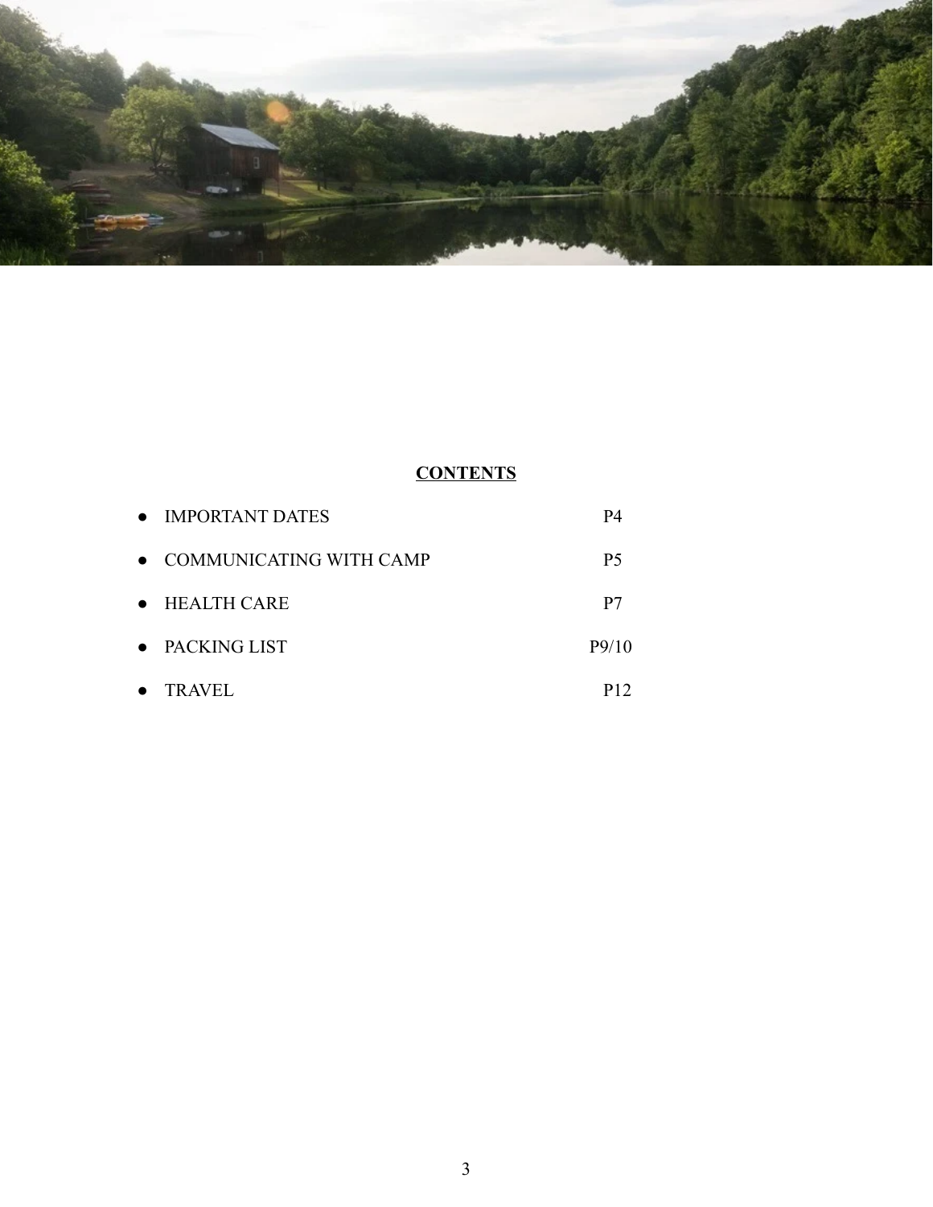## CONTENTS

- IMPORTANT DATES P4
- COMMUNICATING WITH CAMP P5
- HEALTH CARE P7
- PACKING LIST P9/10
- TRAVEL P12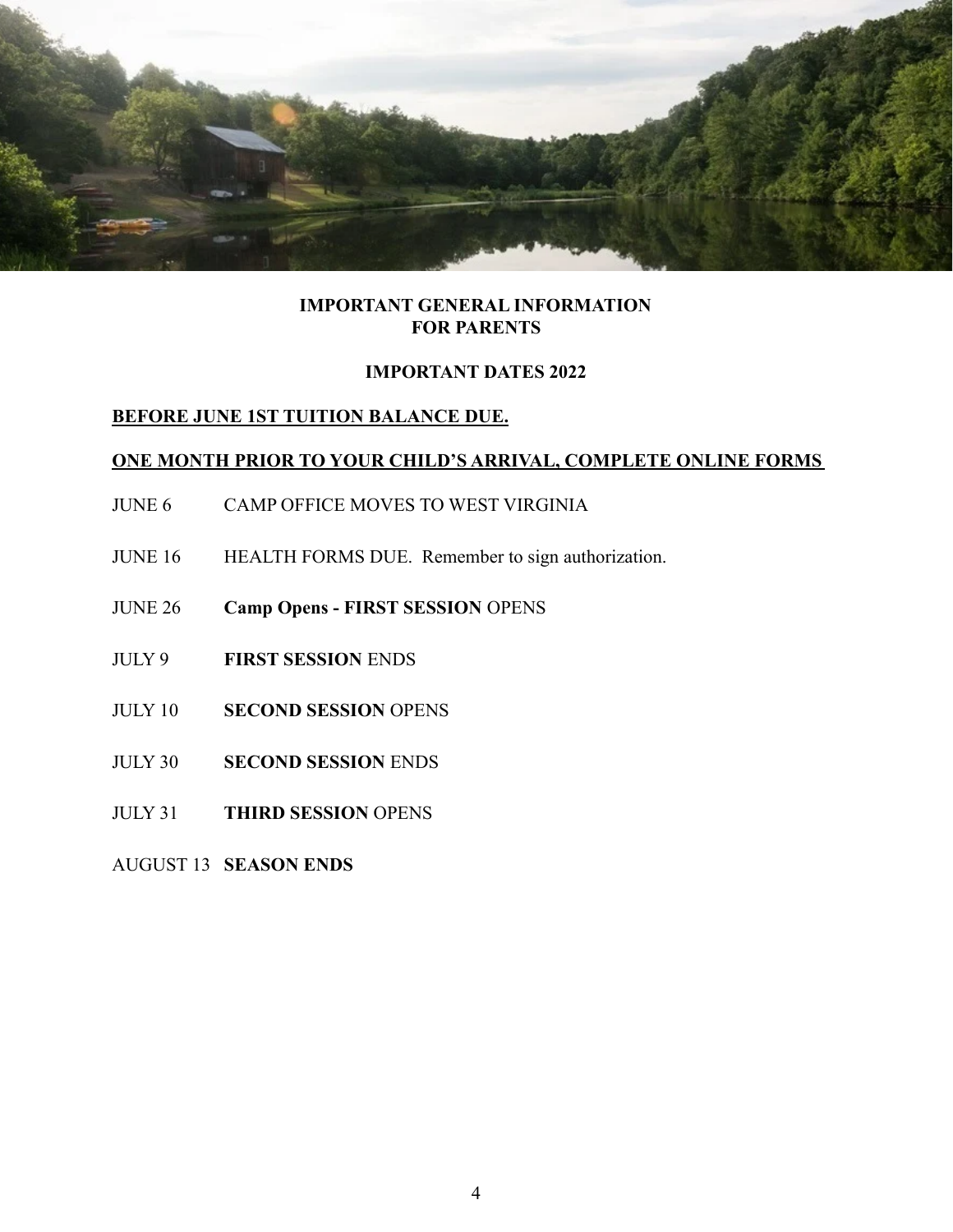## IMPORTANT GENERAL INFORMATION
## FOR PARENTS

### IMPORTANT DATES 2022

**BEFORE JUNE 1ST TUITION BALANCE DUE.**

**ONE MONTH PRIOR TO YOUR CHILD'S ARRIVAL, COMPLETE ONLINE FORMS**

JUNE 6 CAMP OFFICE MOVES TO WEST VIRGINIA

JUNE 16 HEALTH FORMS DUE. Remember to sign authorization.

JUNE 26 **Camp Opens - FIRST SESSION** OPENS

JULY 9 **FIRST SESSION** ENDS

JULY 10 **SECOND SESSION** OPENS

JULY 30 **SECOND SESSION** ENDS

JULY 31 **THIRD SESSION** OPENS

AUGUST 13 **SEASON ENDS**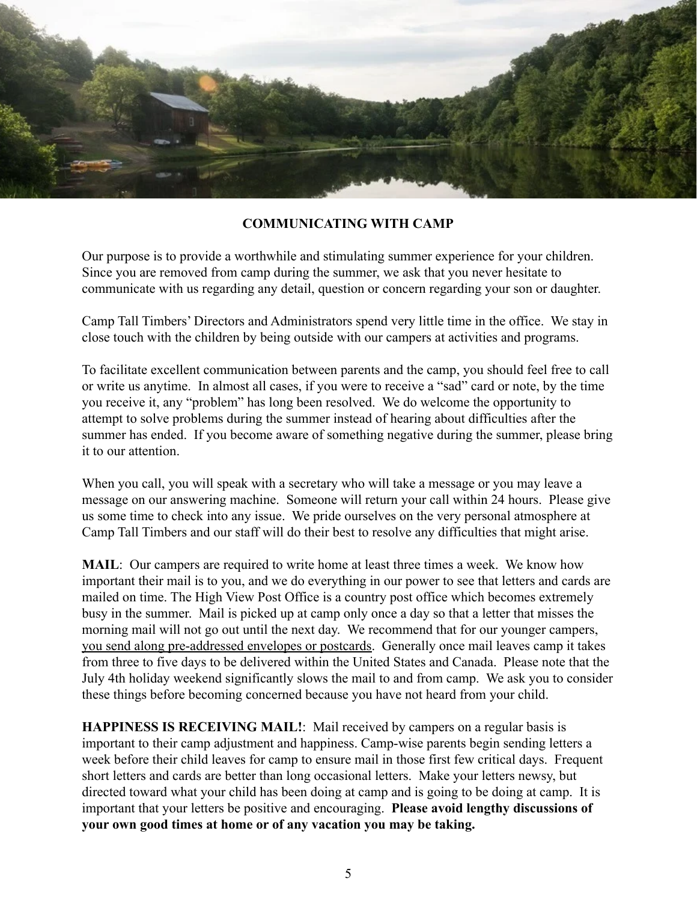## COMMUNICATING WITH CAMP

Our purpose is to provide a worthwhile and stimulating summer experience for your children. Since you are removed from camp during the summer, we ask that you never hesitate to communicate with us regarding any detail, question or concern regarding your son or daughter.

Camp Tall Timbers' Directors and Administrators spend very little time in the office. We stay in close touch with the children by being outside with our campers at activities and programs.

To facilitate excellent communication between parents and the camp, you should feel free to call or write us anytime. In almost all cases, if you were to receive a "sad" card or note, by the time you receive it, any "problem" has long been resolved. We do welcome the opportunity to attempt to solve problems during the summer instead of hearing about difficulties after the summer has ended. If you become aware of something negative during the summer, please bring it to our attention.

When you call, you will speak with a secretary who will take a message or you may leave a message on our answering machine. Someone will return your call within 24 hours. Please give us some time to check into any issue. We pride ourselves on the very personal atmosphere at Camp Tall Timbers and our staff will do their best to resolve any difficulties that might arise.

**MAIL**: Our campers are required to write home at least three times a week. We know how important their mail is to you, and we do everything in our power to see that letters and cards are mailed on time. The High View Post Office is a country post office which becomes extremely busy in the summer. Mail is picked up at camp only once a day so that a letter that misses the morning mail will not go out until the next day. We recommend that for our younger campers, <u>you send along pre-addressed envelopes or postcards</u>. Generally once mail leaves camp it takes from three to five days to be delivered within the United States and Canada. Please note that the July 4th holiday weekend significantly slows the mail to and from camp. We ask you to consider these things before becoming concerned because you have not heard from your child.

**HAPPINESS IS RECEIVING MAIL!**: Mail received by campers on a regular basis is important to their camp adjustment and happiness. Camp-wise parents begin sending letters a week before their child leaves for camp to ensure mail in those first few critical days. Frequent short letters and cards are better than long occasional letters. Make your letters newsy, but directed toward what your child has been doing at camp and is going to be doing at camp. It is important that your letters be positive and encouraging. **Please avoid lengthy discussions of your own good times at home or of any vacation you may be taking.**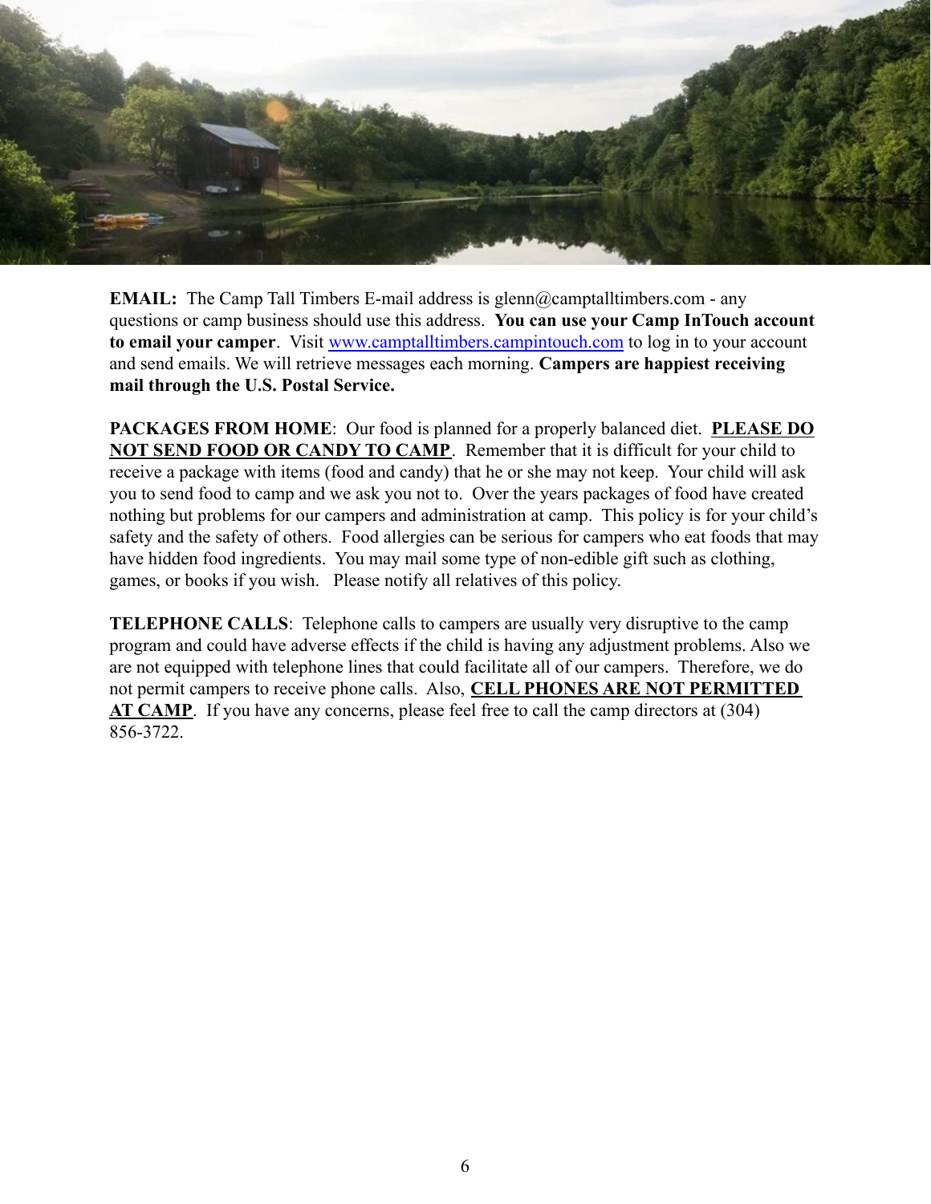**EMAIL:** The Camp Tall Timbers E-mail address is glenn@camptalltimbers.com - any questions or camp business should use this address. **You can use your Camp InTouch account to email your camper**. Visit [www.camptalltimbers.campintouch.com](http://www.camptalltimbers.campintouch.com) to log in to your account and send emails. We will retrieve messages each morning. **Campers are happiest receiving mail through the U.S. Postal Service.**

**PACKAGES FROM HOME**: Our food is planned for a properly balanced diet. **<u>PLEASE DO NOT SEND FOOD OR CANDY TO CAMP</u>**. Remember that it is difficult for your child to receive a package with items (food and candy) that he or she may not keep. Your child will ask you to send food to camp and we ask you not to. Over the years packages of food have created nothing but problems for our campers and administration at camp. This policy is for your child's safety and the safety of others. Food allergies can be serious for campers who eat foods that may have hidden food ingredients. You may mail some type of non-edible gift such as clothing, games, or books if you wish. Please notify all relatives of this policy.

**TELEPHONE CALLS**: Telephone calls to campers are usually very disruptive to the camp program and could have adverse effects if the child is having any adjustment problems. Also we are not equipped with telephone lines that could facilitate all of our campers. Therefore, we do not permit campers to receive phone calls. Also, **<u>CELL PHONES ARE NOT PERMITTED AT CAMP</u>**. If you have any concerns, please feel free to call the camp directors at (304) 856-3722.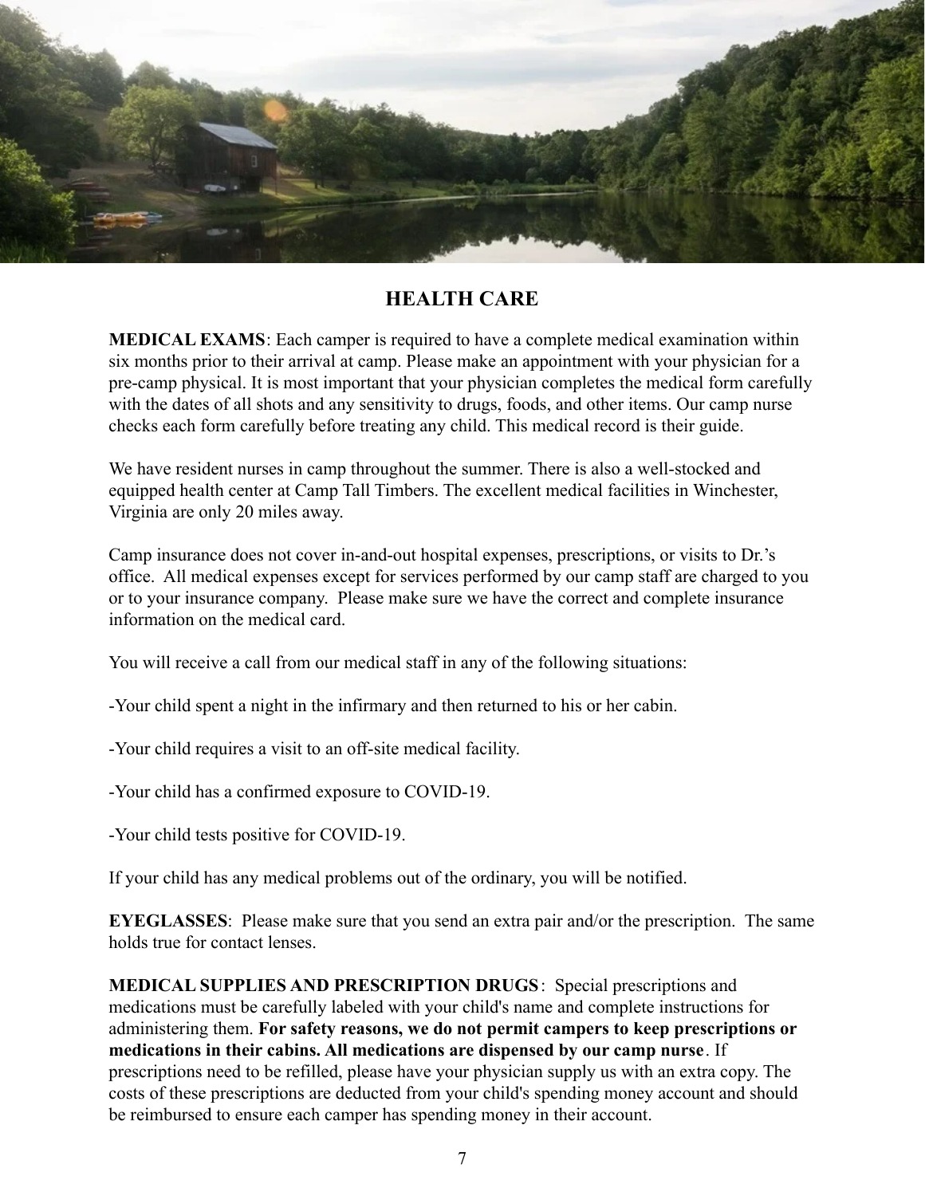## HEALTH CARE

**MEDICAL EXAMS**: Each camper is required to have a complete medical examination within six months prior to their arrival at camp. Please make an appointment with your physician for a pre-camp physical. It is most important that your physician completes the medical form carefully with the dates of all shots and any sensitivity to drugs, foods, and other items. Our camp nurse checks each form carefully before treating any child. This medical record is their guide.

We have resident nurses in camp throughout the summer. There is also a well-stocked and equipped health center at Camp Tall Timbers. The excellent medical facilities in Winchester, Virginia are only 20 miles away.

Camp insurance does not cover in-and-out hospital expenses, prescriptions, or visits to Dr.'s office. All medical expenses except for services performed by our camp staff are charged to you or to your insurance company. Please make sure we have the correct and complete insurance information on the medical card.

You will receive a call from our medical staff in any of the following situations:

-Your child spent a night in the infirmary and then returned to his or her cabin.

-Your child requires a visit to an off-site medical facility.

-Your child has a confirmed exposure to COVID-19.

-Your child tests positive for COVID-19.

If your child has any medical problems out of the ordinary, you will be notified.

**EYEGLASSES**: Please make sure that you send an extra pair and/or the prescription. The same holds true for contact lenses.

**MEDICAL SUPPLIES AND PRESCRIPTION DRUGS**: Special prescriptions and medications must be carefully labeled with your child's name and complete instructions for administering them. **For safety reasons, we do not permit campers to keep prescriptions or medications in their cabins. All medications are dispensed by our camp nurse**. If prescriptions need to be refilled, please have your physician supply us with an extra copy. The costs of these prescriptions are deducted from your child's spending money account and should be reimbursed to ensure each camper has spending money in their account.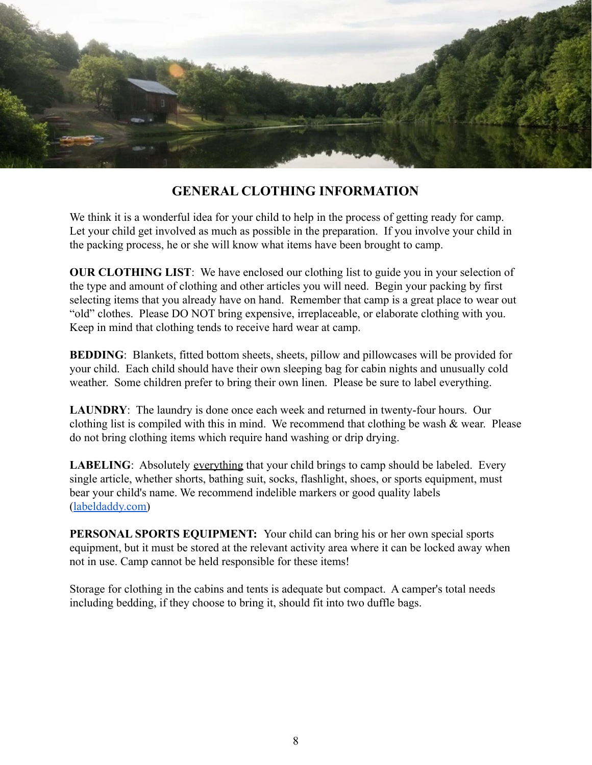## GENERAL CLOTHING INFORMATION

We think it is a wonderful idea for your child to help in the process of getting ready for camp. Let your child get involved as much as possible in the preparation. If you involve your child in the packing process, he or she will know what items have been brought to camp.

**OUR CLOTHING LIST**: We have enclosed our clothing list to guide you in your selection of the type and amount of clothing and other articles you will need. Begin your packing by first selecting items that you already have on hand. Remember that camp is a great place to wear out "old" clothes. Please DO NOT bring expensive, irreplaceable, or elaborate clothing with you. Keep in mind that clothing tends to receive hard wear at camp.

**BEDDING**: Blankets, fitted bottom sheets, sheets, pillow and pillowcases will be provided for your child. Each child should have their own sleeping bag for cabin nights and unusually cold weather. Some children prefer to bring their own linen. Please be sure to label everything.

**LAUNDRY**: The laundry is done once each week and returned in twenty-four hours. Our clothing list is compiled with this in mind. We recommend that clothing be wash & wear. Please do not bring clothing items which require hand washing or drip drying.

**LABELING**: Absolutely <u>everything</u> that your child brings to camp should be labeled. Every single article, whether shorts, bathing suit, socks, flashlight, shoes, or sports equipment, must bear your child's name. We recommend indelible markers or good quality labels ([labeldaddy.com](labeldaddy.com))

**PERSONAL SPORTS EQUIPMENT:** Your child can bring his or her own special sports equipment, but it must be stored at the relevant activity area where it can be locked away when not in use. Camp cannot be held responsible for these items!

Storage for clothing in the cabins and tents is adequate but compact. A camper's total needs including bedding, if they choose to bring it, should fit into two duffle bags.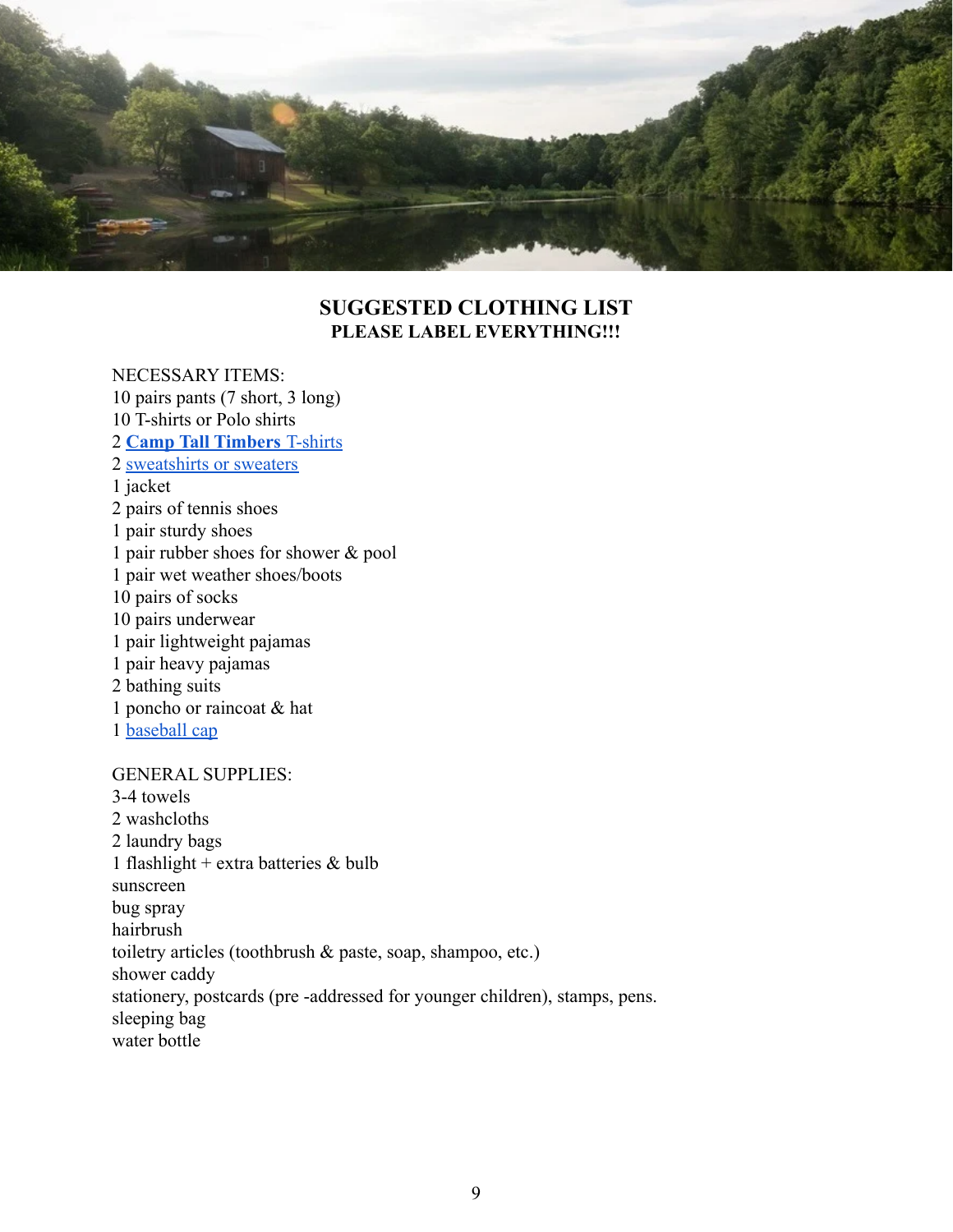## SUGGESTED CLOTHING LIST

**PLEASE LABEL EVERYTHING!!!**

NECESSARY ITEMS:

10 pairs pants (7 short, 3 long)
10 T-shirts or Polo shirts
2 **Camp Tall Timbers** T-shirts
2 sweatshirts or sweaters
1 jacket
2 pairs of tennis shoes
1 pair sturdy shoes
1 pair rubber shoes for shower & pool
1 pair wet weather shoes/boots
10 pairs of socks
10 pairs underwear
1 pair lightweight pajamas
1 pair heavy pajamas
2 bathing suits
1 poncho or raincoat & hat
1 baseball cap

GENERAL SUPPLIES:

3-4 towels
2 washcloths
2 laundry bags
1 flashlight + extra batteries & bulb
sunscreen
bug spray
hairbrush
toiletry articles (toothbrush & paste, soap, shampoo, etc.)
shower caddy
stationery, postcards (pre -addressed for younger children), stamps, pens.
sleeping bag
water bottle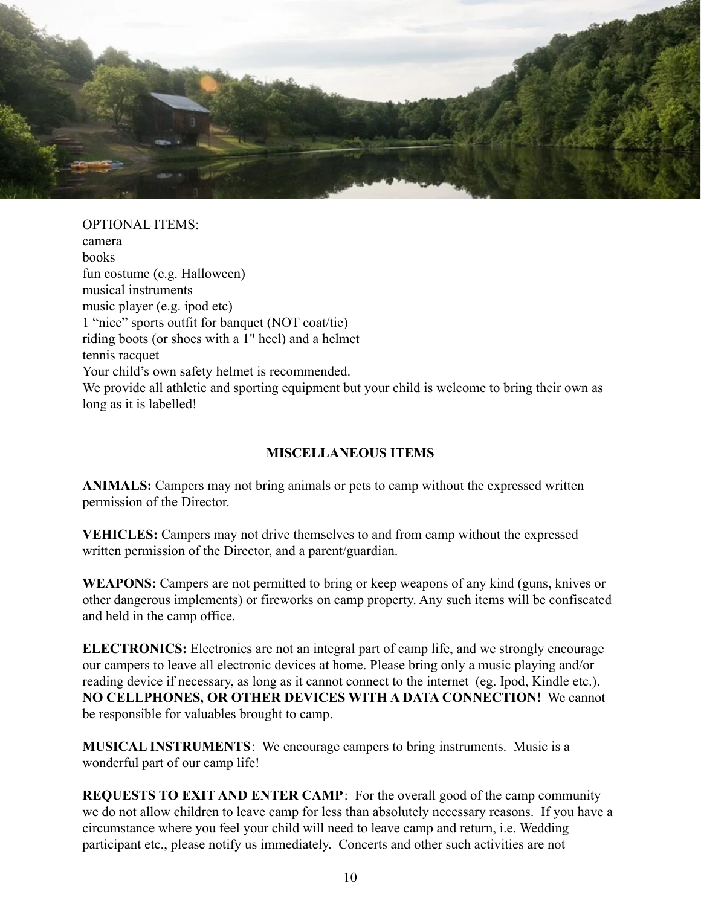OPTIONAL ITEMS:
camera
books
fun costume (e.g. Halloween)
musical instruments
music player (e.g. ipod etc)
1 "nice" sports outfit for banquet (NOT coat/tie)
riding boots (or shoes with a 1" heel) and a helmet
tennis racquet
Your child's own safety helmet is recommended.
We provide all athletic and sporting equipment but your child is welcome to bring their own as long as it is labelled!

## MISCELLANEOUS ITEMS

**ANIMALS:** Campers may not bring animals or pets to camp without the expressed written permission of the Director.

**VEHICLES:** Campers may not drive themselves to and from camp without the expressed written permission of the Director, and a parent/guardian.

**WEAPONS:** Campers are not permitted to bring or keep weapons of any kind (guns, knives or other dangerous implements) or fireworks on camp property. Any such items will be confiscated and held in the camp office.

**ELECTRONICS:** Electronics are not an integral part of camp life, and we strongly encourage our campers to leave all electronic devices at home. Please bring only a music playing and/or reading device if necessary, as long as it cannot connect to the internet (eg. Ipod, Kindle etc.). **NO CELLPHONES, OR OTHER DEVICES WITH A DATA CONNECTION!** We cannot be responsible for valuables brought to camp.

**MUSICAL INSTRUMENTS**: We encourage campers to bring instruments. Music is a wonderful part of our camp life!

**REQUESTS TO EXIT AND ENTER CAMP**: For the overall good of the camp community we do not allow children to leave camp for less than absolutely necessary reasons. If you have a circumstance where you feel your child will need to leave camp and return, i.e. Wedding participant etc., please notify us immediately. Concerts and other such activities are not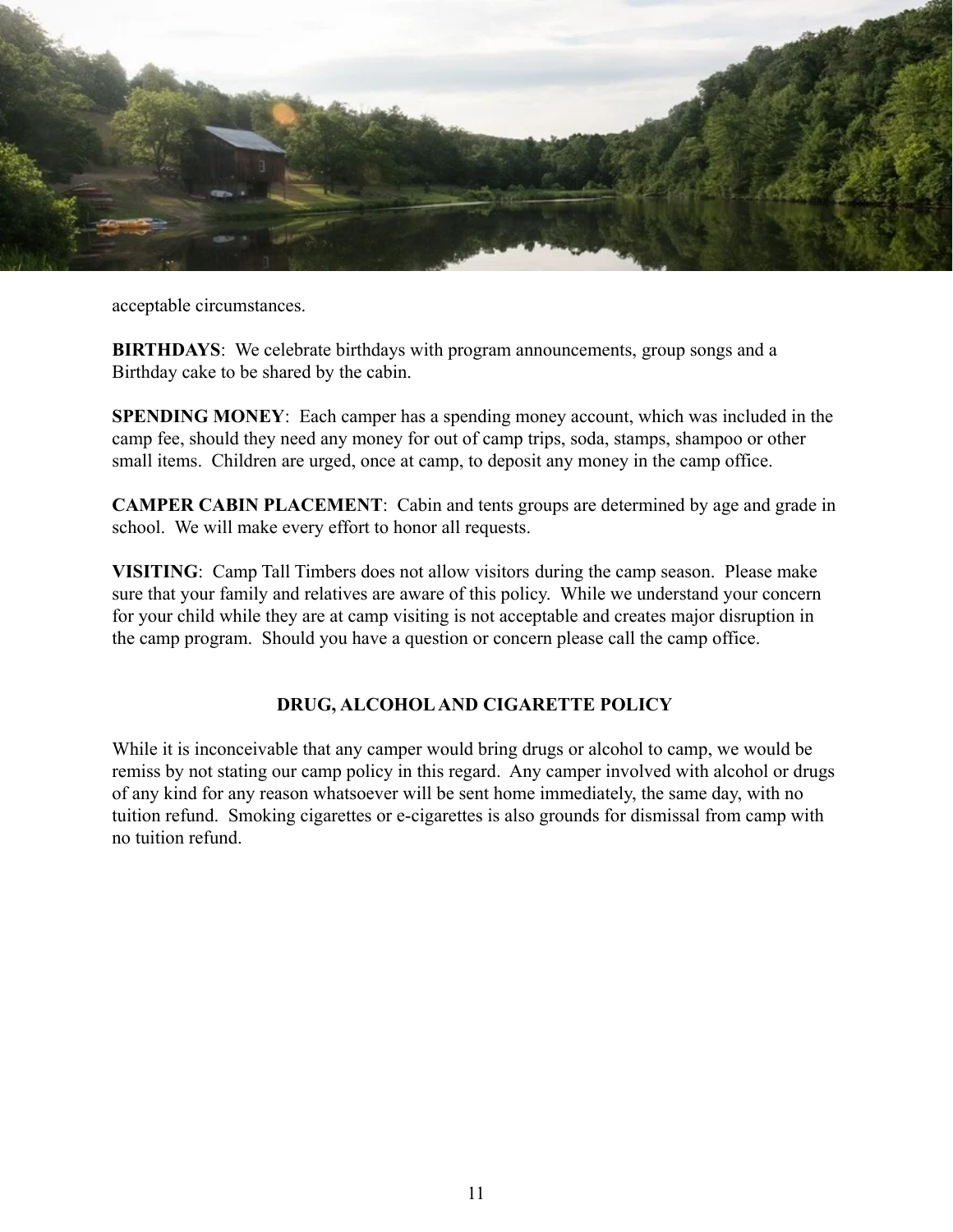acceptable circumstances.

**BIRTHDAYS**: We celebrate birthdays with program announcements, group songs and a Birthday cake to be shared by the cabin.

**SPENDING MONEY**: Each camper has a spending money account, which was included in the camp fee, should they need any money for out of camp trips, soda, stamps, shampoo or other small items. Children are urged, once at camp, to deposit any money in the camp office.

**CAMPER CABIN PLACEMENT**: Cabin and tents groups are determined by age and grade in school. We will make every effort to honor all requests.

**VISITING**: Camp Tall Timbers does not allow visitors during the camp season. Please make sure that your family and relatives are aware of this policy. While we understand your concern for your child while they are at camp visiting is not acceptable and creates major disruption in the camp program. Should you have a question or concern please call the camp office.

## DRUG, ALCOHOL AND CIGARETTE POLICY

While it is inconceivable that any camper would bring drugs or alcohol to camp, we would be remiss by not stating our camp policy in this regard. Any camper involved with alcohol or drugs of any kind for any reason whatsoever will be sent home immediately, the same day, with no tuition refund. Smoking cigarettes or e-cigarettes is also grounds for dismissal from camp with no tuition refund.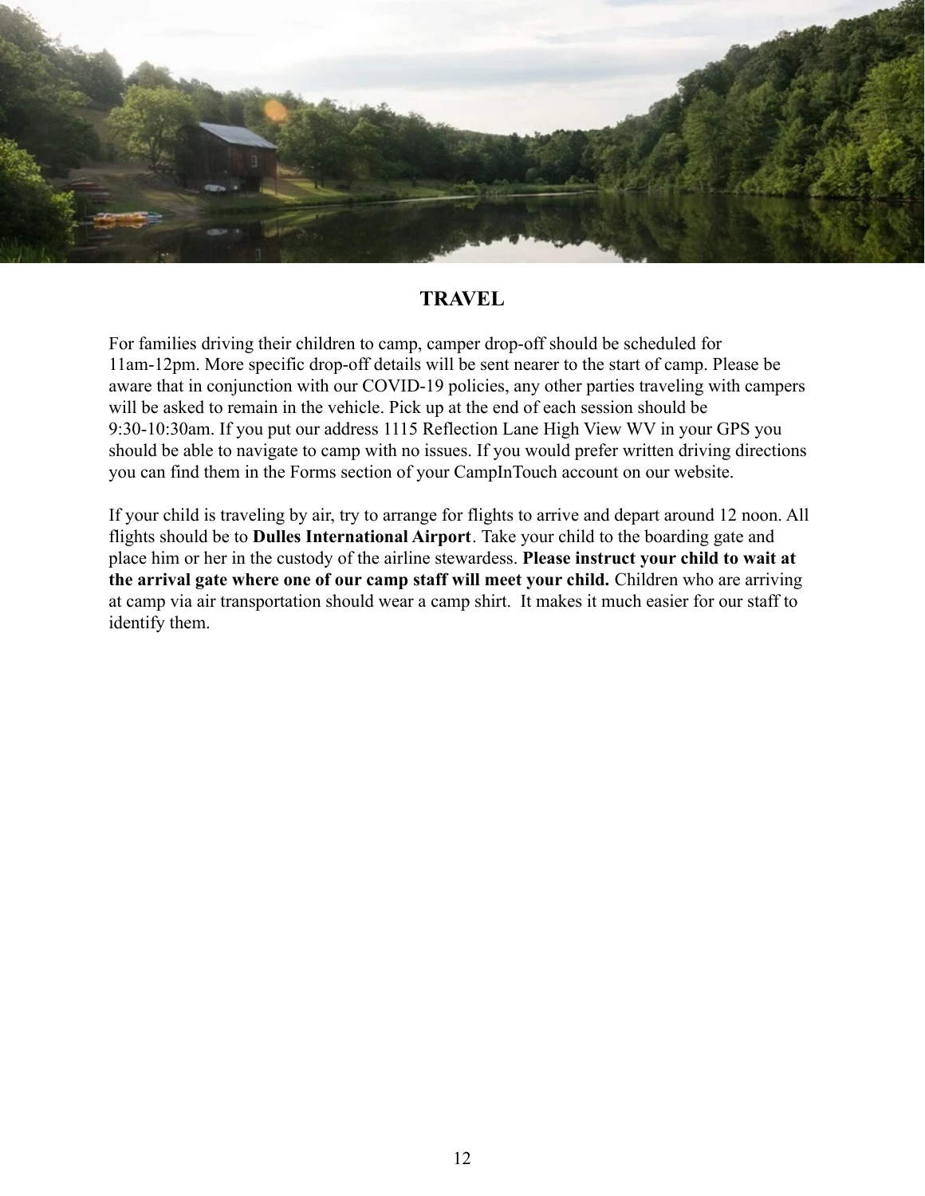# TRAVEL

For families driving their children to camp, camper drop-off should be scheduled for 11am-12pm. More specific drop-off details will be sent nearer to the start of camp. Please be aware that in conjunction with our COVID-19 policies, any other parties traveling with campers will be asked to remain in the vehicle. Pick up at the end of each session should be 9:30-10:30am. If you put our address 1115 Reflection Lane High View WV in your GPS you should be able to navigate to camp with no issues. If you would prefer written driving directions you can find them in the Forms section of your CampInTouch account on our website.

If your child is traveling by air, try to arrange for flights to arrive and depart around 12 noon. All flights should be to **Dulles International Airport**. Take your child to the boarding gate and place him or her in the custody of the airline stewardess. **Please instruct your child to wait at the arrival gate where one of our camp staff will meet your child.** Children who are arriving at camp via air transportation should wear a camp shirt. It makes it much easier for our staff to identify them.